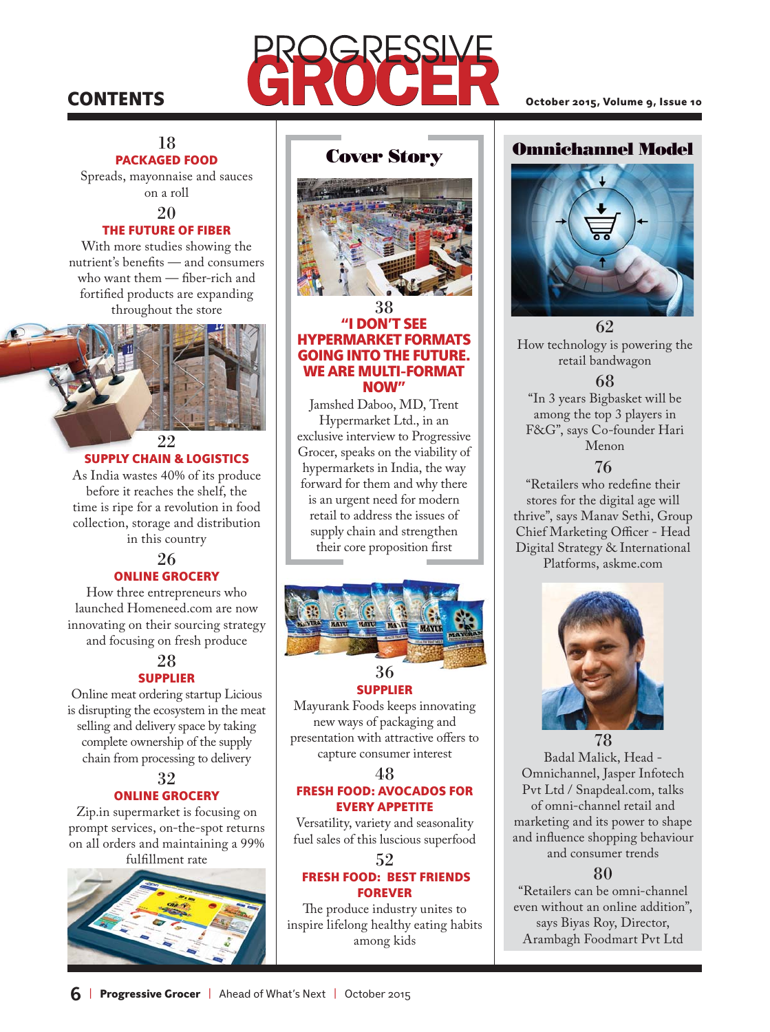# CONTENTS

**PROGRESSIVE GROCER**

**October 2015, Volume 9, Issue 10**

**18**
**PACKAGED FOOD**
Spreads, mayonnaise and sauces on a roll

**20**
**THE FUTURE OF FIBER**
With more studies showing the nutrient's benefits — and consumers who want them — fiber-rich and fortified products are expanding throughout the store

**22**
**SUPPLY CHAIN & LOGISTICS**
As India wastes 40% of its produce before it reaches the shelf, the time is ripe for a revolution in food collection, storage and distribution in this country

**26**
**ONLINE GROCERY**
How three entrepreneurs who launched Homeneed.com are now innovating on their sourcing strategy and focusing on fresh produce

**28**
**SUPPLIER**
Online meat ordering startup Licious is disrupting the ecosystem in the meat selling and delivery space by taking complete ownership of the supply chain from processing to delivery

**32**
**ONLINE GROCERY**
Zip.in supermarket is focusing on prompt services, on-the-spot returns on all orders and maintaining a 99% fulfillment rate

## Cover Story

**38**
**"I DON'T SEE HYPERMARKET FORMATS GOING INTO THE FUTURE. WE ARE MULTI-FORMAT NOW"**
Jamshed Daboo, MD, Trent Hypermarket Ltd., in an exclusive interview to Progressive Grocer, speaks on the viability of hypermarkets in India, the way forward for them and why there is an urgent need for modern retail to address the issues of supply chain and strengthen their core proposition first

**36**
**SUPPLIER**
Mayurank Foods keeps innovating new ways of packaging and presentation with attractive offers to capture consumer interest

**48**
**FRESH FOOD: AVOCADOS FOR EVERY APPETITE**
Versatility, variety and seasonality fuel sales of this luscious superfood

**52**
**FRESH FOOD: BEST FRIENDS FOREVER**
The produce industry unites to inspire lifelong healthy eating habits among kids

## Omnichannel Model

**62**
How technology is powering the retail bandwagon

**68**
"In 3 years Bigbasket will be among the top 3 players in F&G", says Co-founder Hari Menon

**76**
"Retailers who redefine their stores for the digital age will thrive", says Manav Sethi, Group Chief Marketing Officer - Head Digital Strategy & International Platforms, askme.com

**78**
Badal Malick, Head - Omnichannel, Jasper Infotech Pvt Ltd / Snapdeal.com, talks of omni-channel retail and marketing and its power to shape and influence shopping behaviour and consumer trends

**80**
"Retailers can be omni-channel even without an online addition", says Biyas Roy, Director, Arambagh Foodmart Pvt Ltd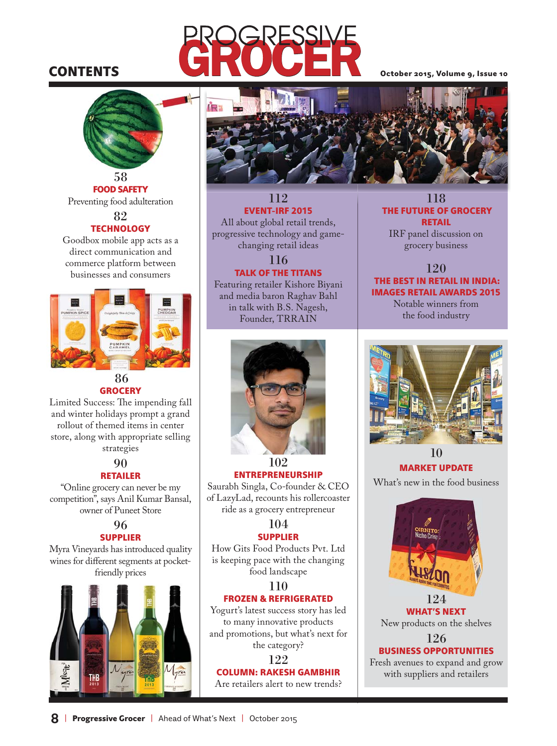# CONTENTS

# PROGRESSIVE GROCER

October 2015, Volume 9, Issue 10

**58**
**FOOD SAFETY**
Preventing food adulteration

**82**
**TECHNOLOGY**
Goodbox mobile app acts as a direct communication and commerce platform between businesses and consumers

**86**
**GROCERY**
Limited Success: The impending fall and winter holidays prompt a grand rollout of themed items in center store, along with appropriate selling strategies

**90**
**RETAILER**
"Online grocery can never be my competition", says Anil Kumar Bansal, owner of Puneet Store

**96**
**SUPPLIER**
Myra Vineyards has introduced quality wines for different segments at pocket-friendly prices

**112**
**EVENT-IRF 2015**
All about global retail trends, progressive technology and game-changing retail ideas

**116**
**TALK OF THE TITANS**
Featuring retailer Kishore Biyani and media baron Raghav Bahl in talk with B.S. Nagesh, Founder, TRRAIN

**118**
**THE FUTURE OF GROCERY RETAIL**
IRF panel discussion on grocery business

**120**
**THE BEST IN RETAIL IN INDIA: IMAGES RETAIL AWARDS 2015**
Notable winners from the food industry

**102**
**ENTREPRENEURSHIP**
Saurabh Singla, Co-founder & CEO of LazyLad, recounts his rollercoaster ride as a grocery entrepreneur

**104**
**SUPPLIER**
How Gits Food Products Pvt. Ltd is keeping pace with the changing food landscape

**110**
**FROZEN & REFRIGERATED**
Yogurt's latest success story has led to many innovative products and promotions, but what's next for the category?

**122**
**COLUMN: RAKESH GAMBHIR**
Are retailers alert to new trends?

**10**
**MARKET UPDATE**
What's new in the food business

**124**
**WHAT'S NEXT**
New products on the shelves

**126**
**BUSINESS OPPORTUNITIES**
Fresh avenues to expand and grow with suppliers and retailers